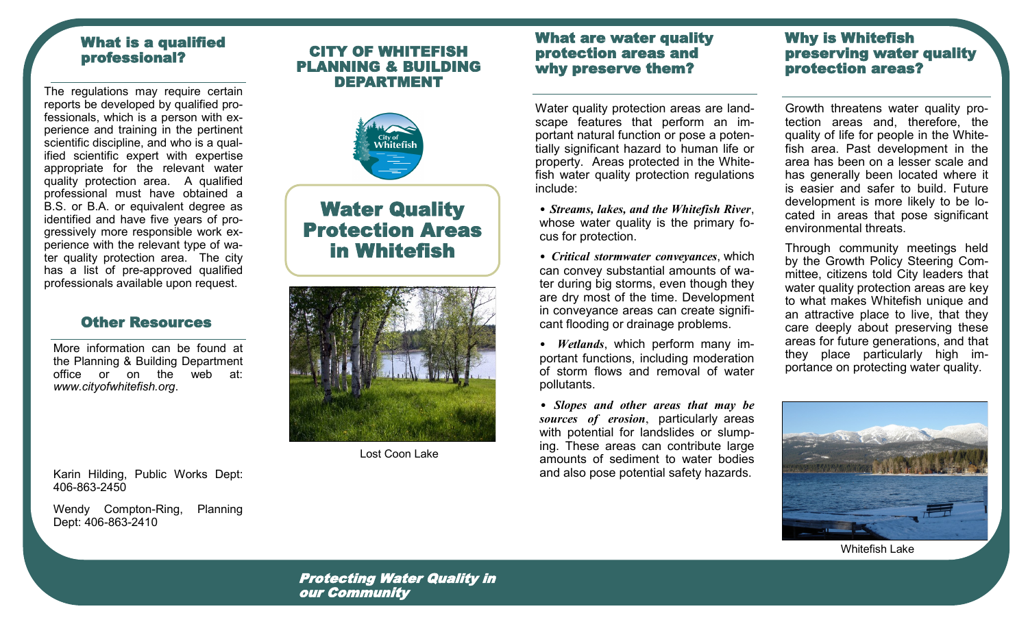## What is a qualified professional?

The regulations may require certain reports be developed by qualified professionals, which is a person with experience and training in the pertinent scientific discipline, and who is a qualified scientific expert with expertise appropriate for the relevant water quality protection area. A qualified professional must have obtained a B.S. or B.A. or equivalent degree as identified and have five years of progressively more responsible work experience with the relevant type of water quality protection area. The city has a list of pre-approved qualified professionals available upon request.

## Other Resources

More information can be found at the Planning & Building Department office or on the web at: *www.cityofwhitefish.org*.

Karin Hilding, Public Works Dept: 406-863-2450

Wendy Compton-Ring, Planning Dept: 406-863-2410

## CITY OF WHITEFISH PLANNING & BUILDING DEPARTMENT

City of Whitefish

# Water Quality Protection Areas in Whitefish

Lost Coon Lake

***Protecting Water Quality in our Community***

## What are water quality protection areas and why preserve them?

Water quality protection areas are landscape features that perform an important natural function or pose a potentially significant hazard to human life or property. Areas protected in the Whitefish water quality protection regulations include:

- ***Streams, lakes, and the Whitefish River***, whose water quality is the primary focus for protection.
- ***Critical stormwater conveyances***, which can convey substantial amounts of water during big storms, even though they are dry most of the time. Development in conveyance areas can create significant flooding or drainage problems.
- ***Wetlands***, which perform many important functions, including moderation of storm flows and removal of water pollutants.
- ***Slopes and other areas that may be sources of erosion***, particularly areas with potential for landslides or slumping. These areas can contribute large amounts of sediment to water bodies and also pose potential safety hazards.

## Why is Whitefish preserving water quality protection areas?

Growth threatens water quality protection areas and, therefore, the quality of life for people in the Whitefish area. Past development in the area has been on a lesser scale and has generally been located where it is easier and safer to build. Future development is more likely to be located in areas that pose significant environmental threats.

Through community meetings held by the Growth Policy Steering Committee, citizens told City leaders that water quality protection areas are key to what makes Whitefish unique and an attractive place to live, that they care deeply about preserving these areas for future generations, and that they place particularly high importance on protecting water quality.

Whitefish Lake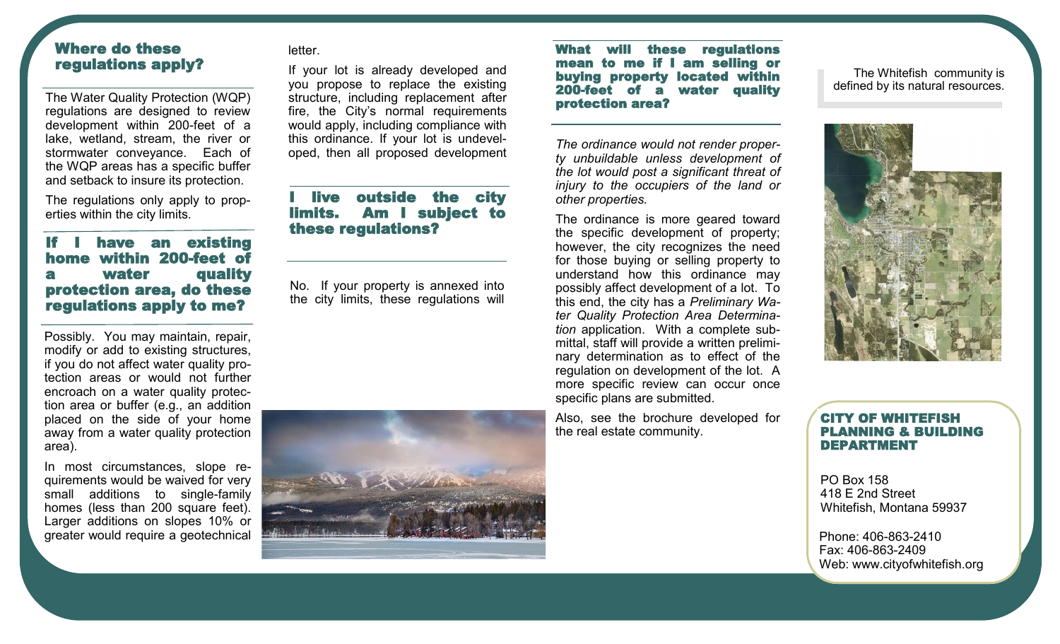## Where do these regulations apply?

The Water Quality Protection (WQP) regulations are designed to review development within 200-feet of a lake, wetland, stream, the river or stormwater conveyance. Each of the WQP areas has a specific buffer and setback to insure its protection.

The regulations only apply to properties within the city limits.

## If I have an existing home within 200-feet of a water quality protection area, do these regulations apply to me?

Possibly. You may maintain, repair, modify or add to existing structures, if you do not affect water quality protection areas or would not further encroach on a water quality protection area or buffer (e.g., an addition placed on the side of your home away from a water quality protection area).

In most circumstances, slope requirements would be waived for very small additions to single-family homes (less than 200 square feet). Larger additions on slopes 10% or greater would require a geotechnical letter.

If your lot is already developed and you propose to replace the existing structure, including replacement after fire, the City's normal requirements would apply, including compliance with this ordinance. If your lot is undeveloped, then all proposed development

## I live outside the city limits. Am I subject to these regulations?

No. If your property is annexed into the city limits, these regulations will

## What will these regulations mean to me if I am selling or buying property located within 200-feet of a water quality protection area?

*The ordinance would not render property unbuildable unless development of the lot would post a significant threat of injury to the occupiers of the land or other properties.*

The ordinance is more geared toward the specific development of property; however, the city recognizes the need for those buying or selling property to understand how this ordinance may possibly affect development of a lot. To this end, the city has a *Preliminary Water Quality Protection Area Determination* application. With a complete submittal, staff will provide a written preliminary determination as to effect of the regulation on development of the lot. A more specific review can occur once specific plans are submitted.

Also, see the brochure developed for the real estate community.

The Whitefish community is defined by its natural resources.

## CITY OF WHITEFISH PLANNING & BUILDING DEPARTMENT

PO Box 158
418 E 2nd Street
Whitefish, Montana 59937

Phone: 406-863-2410
Fax: 406-863-2409
Web: www.cityofwhitefish.org